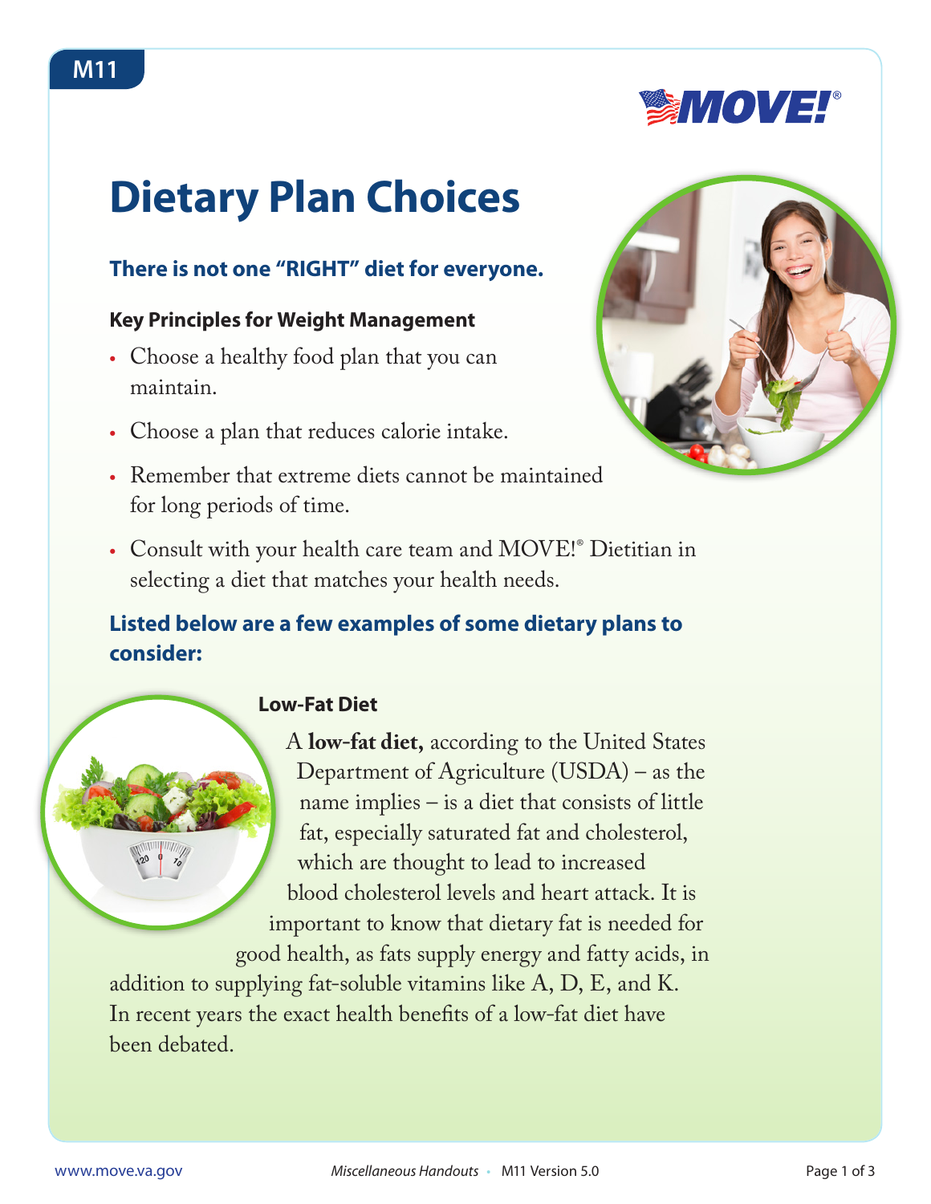M11

# Dietary Plan Choices

## There is not one "RIGHT" diet for everyone.

### Key Principles for Weight Management

- Choose a healthy food plan that you can maintain.
- Choose a plan that reduces calorie intake.
- Remember that extreme diets cannot be maintained for long periods of time.
- Consult with your health care team and MOVE!® Dietitian in selecting a diet that matches your health needs.

## Listed below are a few examples of some dietary plans to consider:

### Low-Fat Diet

A **low-fat diet,** according to the United States Department of Agriculture (USDA) – as the name implies – is a diet that consists of little fat, especially saturated fat and cholesterol, which are thought to lead to increased blood cholesterol levels and heart attack. It is important to know that dietary fat is needed for good health, as fats supply energy and fatty acids, in addition to supplying fat-soluble vitamins like A, D, E, and K. In recent years the exact health benefits of a low-fat diet have been debated.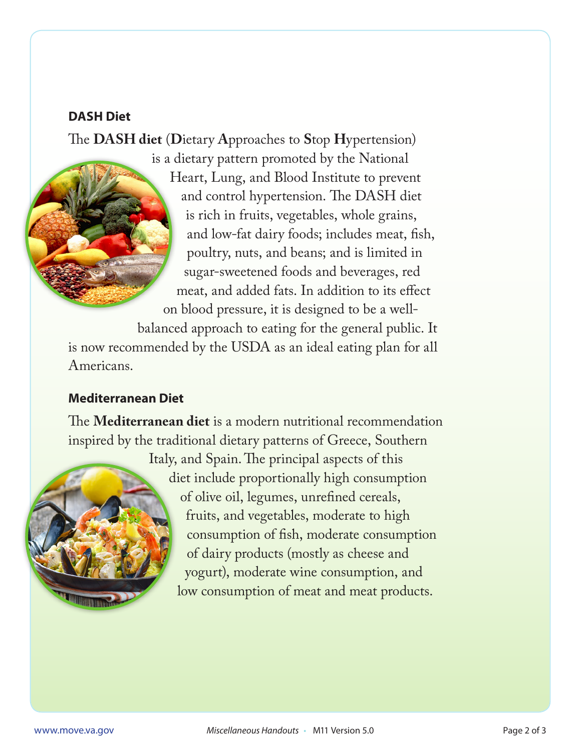## DASH Diet

The **DASH diet** (**D**ietary **A**pproaches to **S**top **H**ypertension) is a dietary pattern promoted by the National Heart, Lung, and Blood Institute to prevent and control hypertension. The DASH diet is rich in fruits, vegetables, whole grains, and low-fat dairy foods; includes meat, fish, poultry, nuts, and beans; and is limited in sugar-sweetened foods and beverages, red meat, and added fats. In addition to its effect on blood pressure, it is designed to be a well-balanced approach to eating for the general public. It is now recommended by the USDA as an ideal eating plan for all Americans.

## Mediterranean Diet

The **Mediterranean diet** is a modern nutritional recommendation inspired by the traditional dietary patterns of Greece, Southern Italy, and Spain. The principal aspects of this diet include proportionally high consumption of olive oil, legumes, unrefined cereals, fruits, and vegetables, moderate to high consumption of fish, moderate consumption of dairy products (mostly as cheese and yogurt), moderate wine consumption, and low consumption of meat and meat products.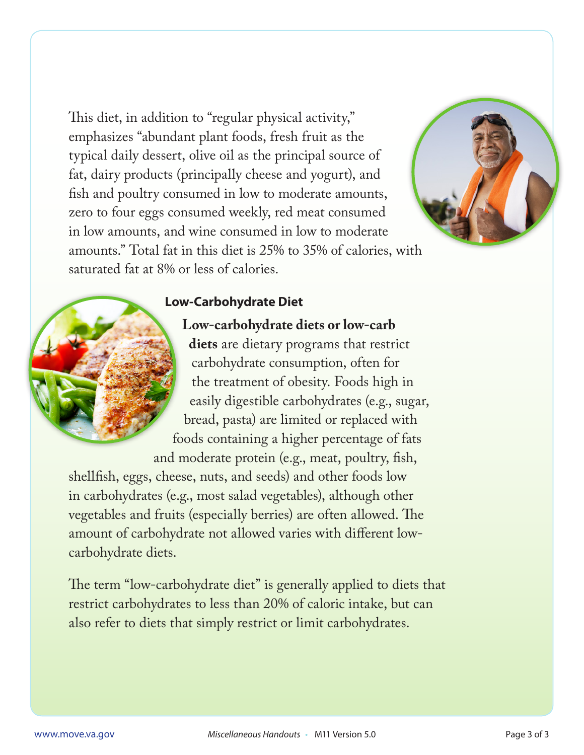This diet, in addition to "regular physical activity," emphasizes "abundant plant foods, fresh fruit as the typical daily dessert, olive oil as the principal source of fat, dairy products (principally cheese and yogurt), and fish and poultry consumed in low to moderate amounts, zero to four eggs consumed weekly, red meat consumed in low amounts, and wine consumed in low to moderate amounts." Total fat in this diet is 25% to 35% of calories, with saturated fat at 8% or less of calories.

### Low-Carbohydrate Diet

**Low-carbohydrate diets or low-carb diets** are dietary programs that restrict carbohydrate consumption, often for the treatment of obesity. Foods high in easily digestible carbohydrates (e.g., sugar, bread, pasta) are limited or replaced with foods containing a higher percentage of fats and moderate protein (e.g., meat, poultry, fish, shellfish, eggs, cheese, nuts, and seeds) and other foods low in carbohydrates (e.g., most salad vegetables), although other vegetables and fruits (especially berries) are often allowed. The amount of carbohydrate not allowed varies with different low-carbohydrate diets.

The term "low-carbohydrate diet" is generally applied to diets that restrict carbohydrates to less than 20% of caloric intake, but can also refer to diets that simply restrict or limit carbohydrates.